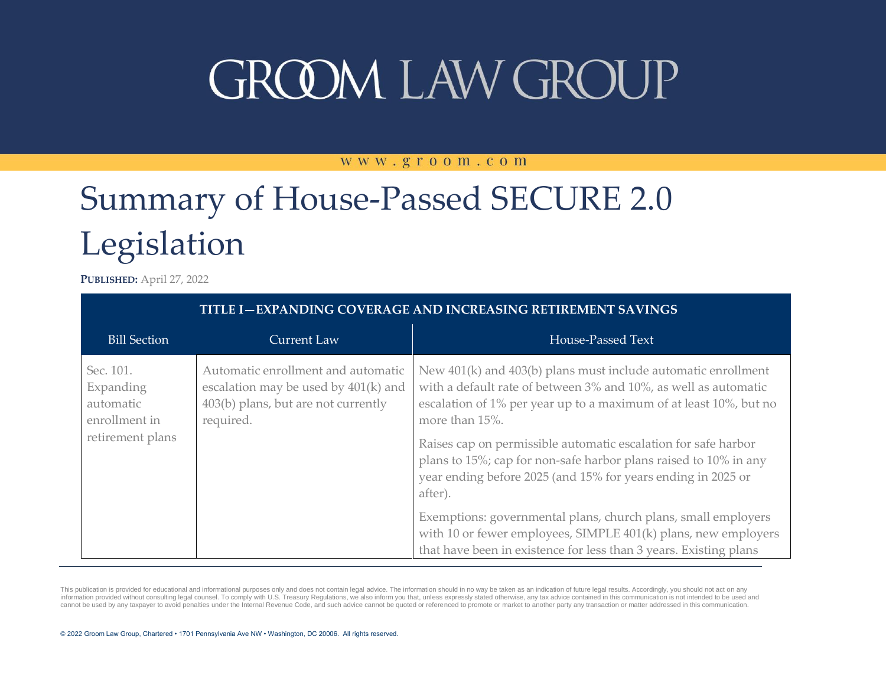# GROOM LAW GROUP

www.groom.com

# Summary of House-Passed SECURE 2.0 Legislation

**PUBLISHED:** April 27, 2022

| TITLE I—EXPANDING COVERAGE AND INCREASING RETIREMENT SAVINGS | | |
|---|---|---|
| Bill Section | Current Law | House-Passed Text |
| Sec. 101. Expanding automatic enrollment in retirement plans | Automatic enrollment and automatic escalation may be used by 401(k) and 403(b) plans, but are not currently required. | New 401(k) and 403(b) plans must include automatic enrollment with a default rate of between 3% and 10%, as well as automatic escalation of 1% per year up to a maximum of at least 10%, but no more than 15%.<br><br>Raises cap on permissible automatic escalation for safe harbor plans to 15%; cap for non-safe harbor plans raised to 10% in any year ending before 2025 (and 15% for years ending in 2025 or after).<br><br>Exemptions: governmental plans, church plans, small employers with 10 or fewer employees, SIMPLE 401(k) plans, new employers that have been in existence for less than 3 years. Existing plans |

This publication is provided for educational and informational purposes only and does not contain legal advice. The information should in no way be taken as an indication of future legal results. Accordingly, you should not act on any information provided without consulting legal counsel. To comply with U.S. Treasury Regulations, we also inform you that, unless expressly stated otherwise, any tax advice contained in this communication is not intended to be used and cannot be used by any taxpayer to avoid penalties under the Internal Revenue Code, and such advice cannot be quoted or referenced to promote or market to another party any transaction or matter addressed in this communication.

© 2022 Groom Law Group, Chartered • 1701 Pennsylvania Ave NW • Washington, DC 20006. All rights reserved.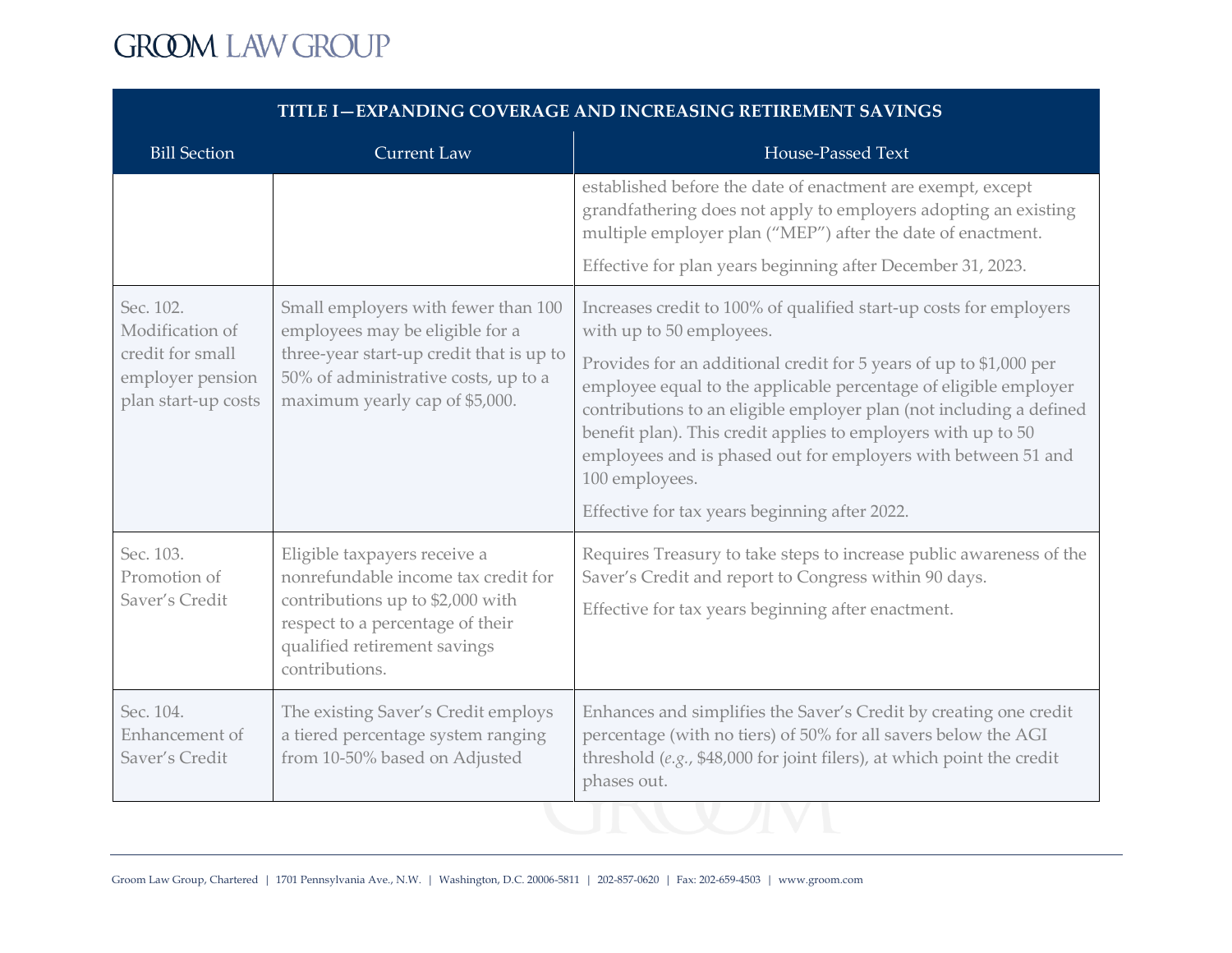| TITLE I—EXPANDING COVERAGE AND INCREASING RETIREMENT SAVINGS | | |
|---|---|---|
| Bill Section | Current Law | House-Passed Text |
| | | established before the date of enactment are exempt, except grandfathering does not apply to employers adopting an existing multiple employer plan ("MEP") after the date of enactment.<br><br>Effective for plan years beginning after December 31, 2023. |
| Sec. 102. Modification of credit for small employer pension plan start-up costs | Small employers with fewer than 100 employees may be eligible for a three-year start-up credit that is up to 50% of administrative costs, up to a maximum yearly cap of $5,000. | Increases credit to 100% of qualified start-up costs for employers with up to 50 employees.<br><br>Provides for an additional credit for 5 years of up to $1,000 per employee equal to the applicable percentage of eligible employer contributions to an eligible employer plan (not including a defined benefit plan). This credit applies to employers with up to 50 employees and is phased out for employers with between 51 and 100 employees.<br><br>Effective for tax years beginning after 2022. |
| Sec. 103. Promotion of Saver's Credit | Eligible taxpayers receive a nonrefundable income tax credit for contributions up to $2,000 with respect to a percentage of their qualified retirement savings contributions. | Requires Treasury to take steps to increase public awareness of the Saver's Credit and report to Congress within 90 days.<br><br>Effective for tax years beginning after enactment. |
| Sec. 104. Enhancement of Saver's Credit | The existing Saver's Credit employs a tiered percentage system ranging from 10-50% based on Adjusted | Enhances and simplifies the Saver's Credit by creating one credit percentage (with no tiers) of 50% for all savers below the AGI threshold (*e.g.*, $48,000 for joint filers), at which point the credit phases out. |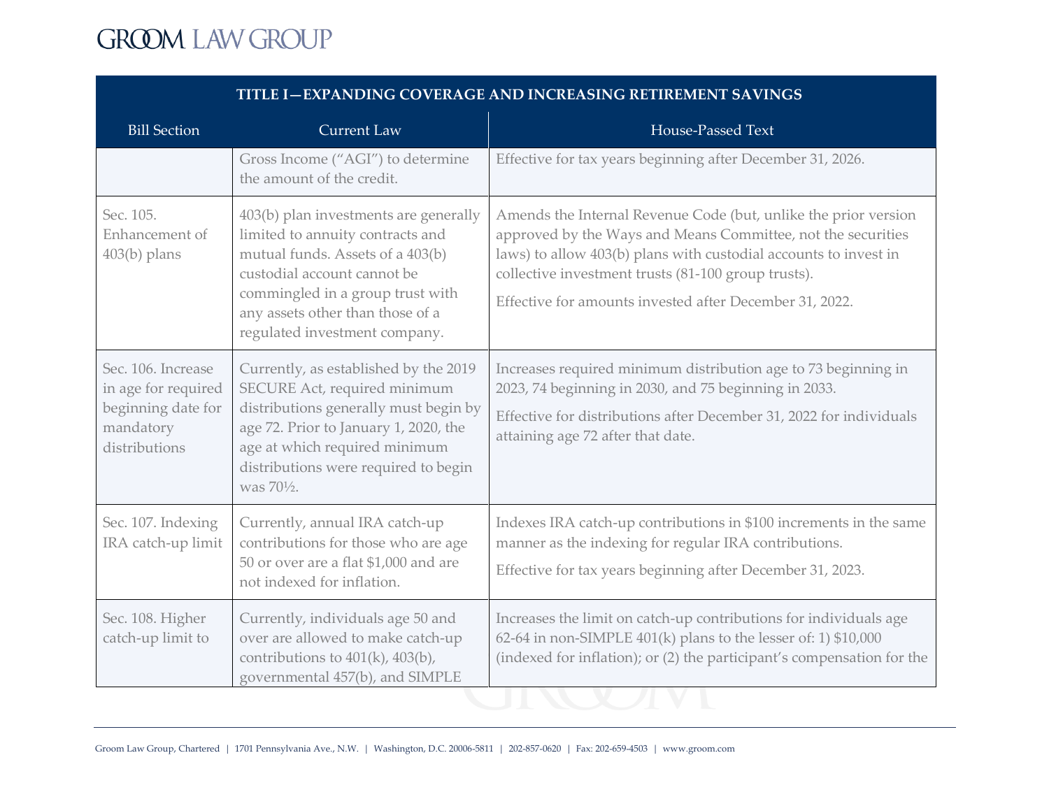| TITLE I—EXPANDING COVERAGE AND INCREASING RETIREMENT SAVINGS | | |
|---|---|---|
| **Bill Section** | **Current Law** | **House-Passed Text** |
| | Gross Income ("AGI") to determine the amount of the credit. | Effective for tax years beginning after December 31, 2026. |
| Sec. 105. Enhancement of 403(b) plans | 403(b) plan investments are generally limited to annuity contracts and mutual funds. Assets of a 403(b) custodial account cannot be commingled in a group trust with any assets other than those of a regulated investment company. | Amends the Internal Revenue Code (but, unlike the prior version approved by the Ways and Means Committee, not the securities laws) to allow 403(b) plans with custodial accounts to invest in collective investment trusts (81-100 group trusts).<br><br>Effective for amounts invested after December 31, 2022. |
| Sec. 106. Increase in age for required beginning date for mandatory distributions | Currently, as established by the 2019 SECURE Act, required minimum distributions generally must begin by age 72. Prior to January 1, 2020, the age at which required minimum distributions were required to begin was 70½. | Increases required minimum distribution age to 73 beginning in 2023, 74 beginning in 2030, and 75 beginning in 2033.<br><br>Effective for distributions after December 31, 2022 for individuals attaining age 72 after that date. |
| Sec. 107. Indexing IRA catch-up limit | Currently, annual IRA catch-up contributions for those who are age 50 or over are a flat $1,000 and are not indexed for inflation. | Indexes IRA catch-up contributions in $100 increments in the same manner as the indexing for regular IRA contributions.<br><br>Effective for tax years beginning after December 31, 2023. |
| Sec. 108. Higher catch-up limit to | Currently, individuals age 50 and over are allowed to make catch-up contributions to 401(k), 403(b), governmental 457(b), and SIMPLE | Increases the limit on catch-up contributions for individuals age 62-64 in non-SIMPLE 401(k) plans to the lesser of: 1) $10,000 (indexed for inflation); or (2) the participant's compensation for the |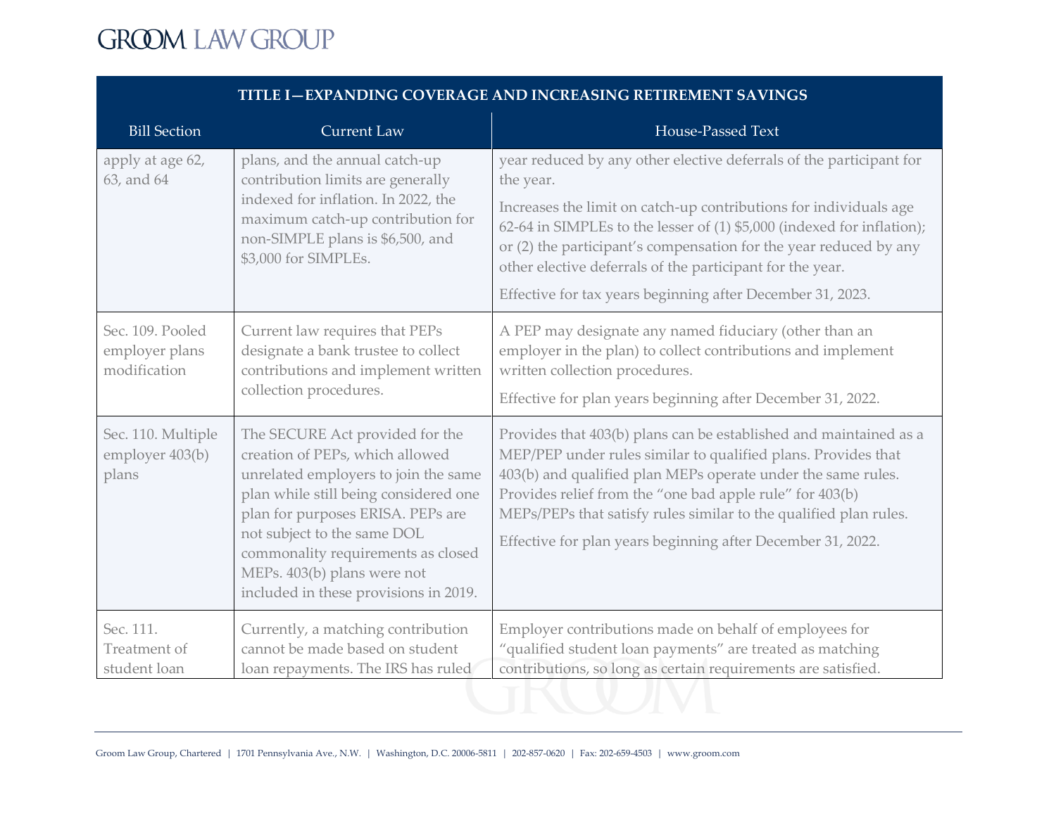| TITLE I—EXPANDING COVERAGE AND INCREASING RETIREMENT SAVINGS | | |
|---|---|---|
| Bill Section | Current Law | House-Passed Text |
| apply at age 62, 63, and 64 | plans, and the annual catch-up contribution limits are generally indexed for inflation. In 2022, the maximum catch-up contribution for non-SIMPLE plans is $6,500, and $3,000 for SIMPLEs. | year reduced by any other elective deferrals of the participant for the year.<br><br>Increases the limit on catch-up contributions for individuals age 62-64 in SIMPLEs to the lesser of (1) $5,000 (indexed for inflation); or (2) the participant's compensation for the year reduced by any other elective deferrals of the participant for the year.<br><br>Effective for tax years beginning after December 31, 2023. |
| Sec. 109. Pooled employer plans modification | Current law requires that PEPs designate a bank trustee to collect contributions and implement written collection procedures. | A PEP may designate any named fiduciary (other than an employer in the plan) to collect contributions and implement written collection procedures.<br><br>Effective for plan years beginning after December 31, 2022. |
| Sec. 110. Multiple employer 403(b) plans | The SECURE Act provided for the creation of PEPs, which allowed unrelated employers to join the same plan while still being considered one plan for purposes ERISA. PEPs are not subject to the same DOL commonality requirements as closed MEPs. 403(b) plans were not included in these provisions in 2019. | Provides that 403(b) plans can be established and maintained as a MEP/PEP under rules similar to qualified plans. Provides that 403(b) and qualified plan MEPs operate under the same rules. Provides relief from the "one bad apple rule" for 403(b) MEPs/PEPs that satisfy rules similar to the qualified plan rules.<br><br>Effective for plan years beginning after December 31, 2022. |
| Sec. 111. Treatment of student loan | Currently, a matching contribution cannot be made based on student loan repayments. The IRS has ruled | Employer contributions made on behalf of employees for "qualified student loan payments" are treated as matching contributions, so long as certain requirements are satisfied. |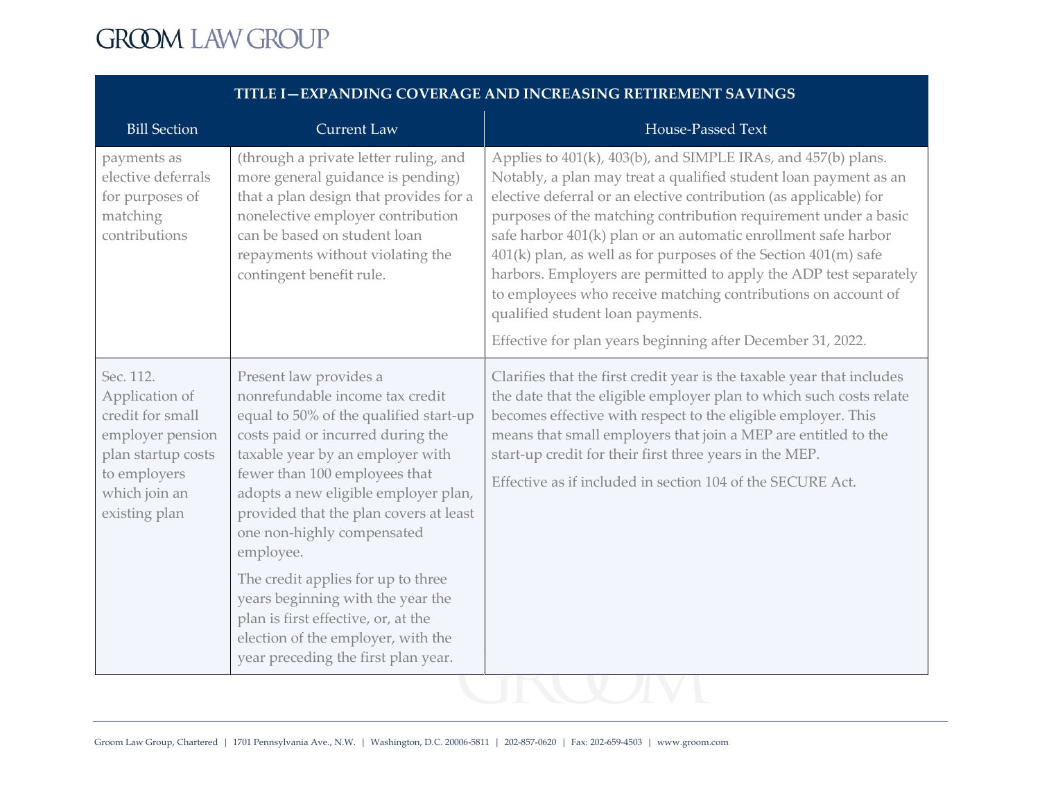| TITLE I—EXPANDING COVERAGE AND INCREASING RETIREMENT SAVINGS | | |
|---|---|---|
| **Bill Section** | **Current Law** | **House-Passed Text** |
| payments as elective deferrals for purposes of matching contributions | (through a private letter ruling, and more general guidance is pending) that a plan design that provides for a nonelective employer contribution can be based on student loan repayments without violating the contingent benefit rule. | Applies to 401(k), 403(b), and SIMPLE IRAs, and 457(b) plans. Notably, a plan may treat a qualified student loan payment as an elective deferral or an elective contribution (as applicable) for purposes of the matching contribution requirement under a basic safe harbor 401(k) plan or an automatic enrollment safe harbor 401(k) plan, as well as for purposes of the Section 401(m) safe harbors. Employers are permitted to apply the ADP test separately to employees who receive matching contributions on account of qualified student loan payments.<br><br>Effective for plan years beginning after December 31, 2022. |
| Sec. 112. Application of credit for small employer pension plan startup costs to employers which join an existing plan | Present law provides a nonrefundable income tax credit equal to 50% of the qualified start-up costs paid or incurred during the taxable year by an employer with fewer than 100 employees that adopts a new eligible employer plan, provided that the plan covers at least one non-highly compensated employee.<br><br>The credit applies for up to three years beginning with the year the plan is first effective, or, at the election of the employer, with the year preceding the first plan year. | Clarifies that the first credit year is the taxable year that includes the date that the eligible employer plan to which such costs relate becomes effective with respect to the eligible employer. This means that small employers that join a MEP are entitled to the start-up credit for their first three years in the MEP.<br><br>Effective as if included in section 104 of the SECURE Act. |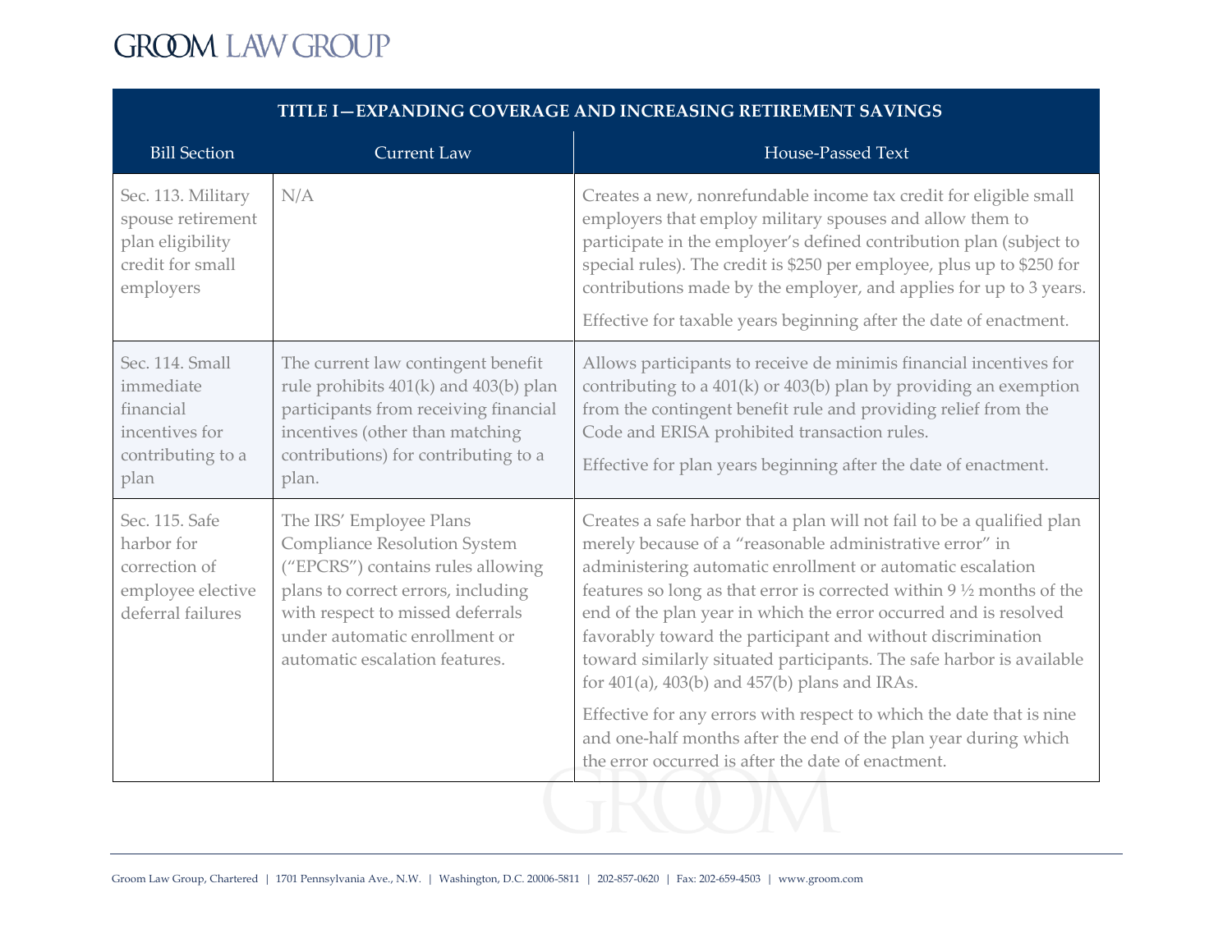| TITLE I—EXPANDING COVERAGE AND INCREASING RETIREMENT SAVINGS | | |
|---|---|---|
| Bill Section | Current Law | House-Passed Text |
| Sec. 113. Military spouse retirement plan eligibility credit for small employers | N/A | Creates a new, nonrefundable income tax credit for eligible small employers that employ military spouses and allow them to participate in the employer's defined contribution plan (subject to special rules). The credit is $250 per employee, plus up to $250 for contributions made by the employer, and applies for up to 3 years.<br><br>Effective for taxable years beginning after the date of enactment. |
| Sec. 114. Small immediate financial incentives for contributing to a plan | The current law contingent benefit rule prohibits 401(k) and 403(b) plan participants from receiving financial incentives (other than matching contributions) for contributing to a plan. | Allows participants to receive de minimis financial incentives for contributing to a 401(k) or 403(b) plan by providing an exemption from the contingent benefit rule and providing relief from the Code and ERISA prohibited transaction rules.<br><br>Effective for plan years beginning after the date of enactment. |
| Sec. 115. Safe harbor for correction of employee elective deferral failures | The IRS' Employee Plans Compliance Resolution System ("EPCRS") contains rules allowing plans to correct errors, including with respect to missed deferrals under automatic enrollment or automatic escalation features. | Creates a safe harbor that a plan will not fail to be a qualified plan merely because of a "reasonable administrative error" in administering automatic enrollment or automatic escalation features so long as that error is corrected within 9 ½ months of the end of the plan year in which the error occurred and is resolved favorably toward the participant and without discrimination toward similarly situated participants. The safe harbor is available for 401(a), 403(b) and 457(b) plans and IRAs.<br><br>Effective for any errors with respect to which the date that is nine and one-half months after the end of the plan year during which the error occurred is after the date of enactment. |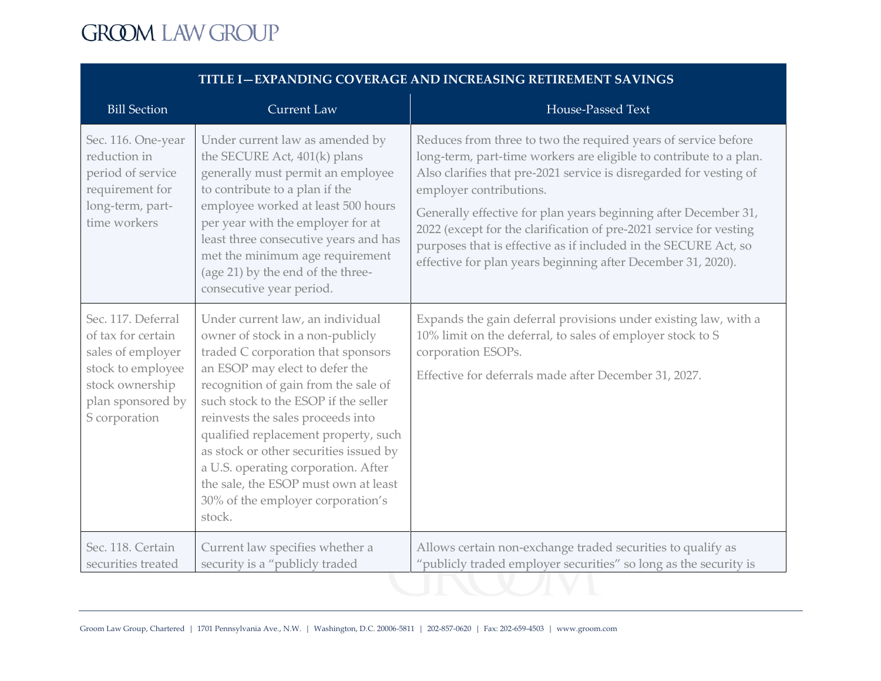| TITLE I—EXPANDING COVERAGE AND INCREASING RETIREMENT SAVINGS | | |
|---|---|---|
| Bill Section | Current Law | House-Passed Text |
| Sec. 116. One-year reduction in period of service requirement for long-term, part-time workers | Under current law as amended by the SECURE Act, 401(k) plans generally must permit an employee to contribute to a plan if the employee worked at least 500 hours per year with the employer for at least three consecutive years and has met the minimum age requirement (age 21) by the end of the three-consecutive year period. | Reduces from three to two the required years of service before long-term, part-time workers are eligible to contribute to a plan. Also clarifies that pre-2021 service is disregarded for vesting of employer contributions.<br><br>Generally effective for plan years beginning after December 31, 2022 (except for the clarification of pre-2021 service for vesting purposes that is effective as if included in the SECURE Act, so effective for plan years beginning after December 31, 2020). |
| Sec. 117. Deferral of tax for certain sales of employer stock to employee stock ownership plan sponsored by S corporation | Under current law, an individual owner of stock in a non-publicly traded C corporation that sponsors an ESOP may elect to defer the recognition of gain from the sale of such stock to the ESOP if the seller reinvests the sales proceeds into qualified replacement property, such as stock or other securities issued by a U.S. operating corporation. After the sale, the ESOP must own at least 30% of the employer corporation's stock. | Expands the gain deferral provisions under existing law, with a 10% limit on the deferral, to sales of employer stock to S corporation ESOPs.<br><br>Effective for deferrals made after December 31, 2027. |
| Sec. 118. Certain securities treated | Current law specifies whether a security is a "publicly traded | Allows certain non-exchange traded securities to qualify as "publicly traded employer securities" so long as the security is |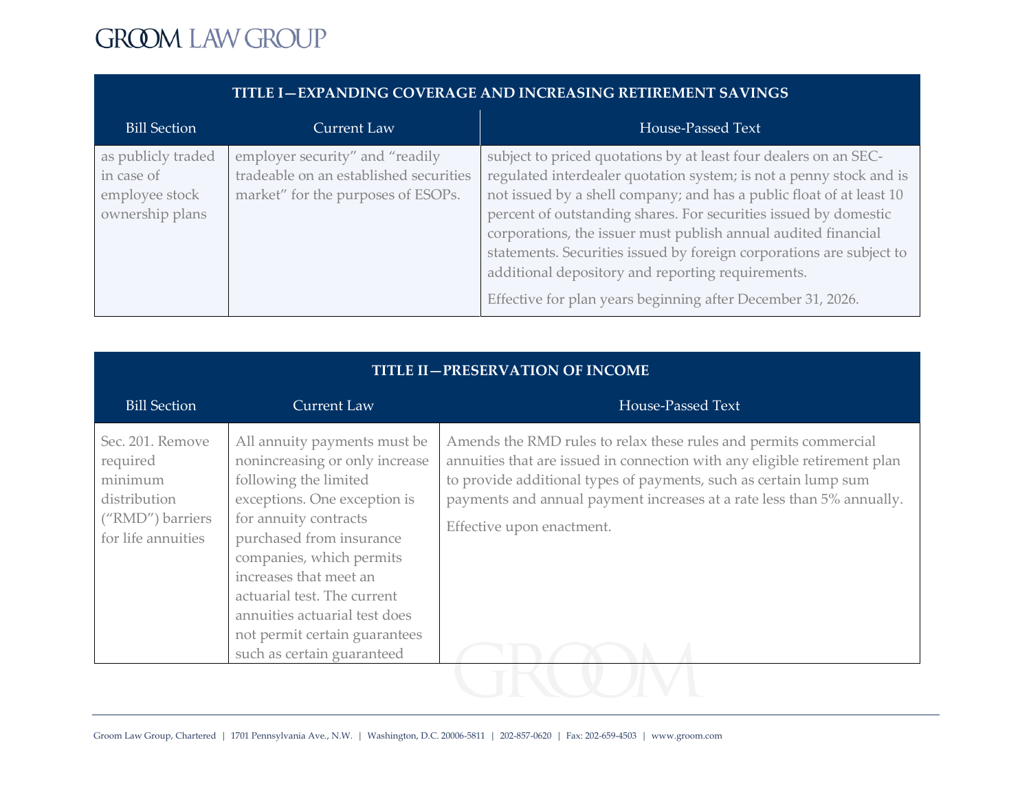| TITLE I—EXPANDING COVERAGE AND INCREASING RETIREMENT SAVINGS | | |
|---|---|---|
| Bill Section | Current Law | House-Passed Text |
| as publicly traded in case of employee stock ownership plans | employer security" and "readily tradeable on an established securities market" for the purposes of ESOPs. | subject to priced quotations by at least four dealers on an SEC-regulated interdealer quotation system; is not a penny stock and is not issued by a shell company; and has a public float of at least 10 percent of outstanding shares. For securities issued by domestic corporations, the issuer must publish annual audited financial statements. Securities issued by foreign corporations are subject to additional depository and reporting requirements.<br><br>Effective for plan years beginning after December 31, 2026. |

| TITLE II—PRESERVATION OF INCOME | | |
|---|---|---|
| Bill Section | Current Law | House-Passed Text |
| Sec. 201. Remove required minimum distribution ("RMD") barriers for life annuities | All annuity payments must be nonincreasing or only increase following the limited exceptions. One exception is for annuity contracts purchased from insurance companies, which permits increases that meet an actuarial test. The current annuities actuarial test does not permit certain guarantees such as certain guaranteed | Amends the RMD rules to relax these rules and permits commercial annuities that are issued in connection with any eligible retirement plan to provide additional types of payments, such as certain lump sum payments and annual payment increases at a rate less than 5% annually.<br><br>Effective upon enactment. |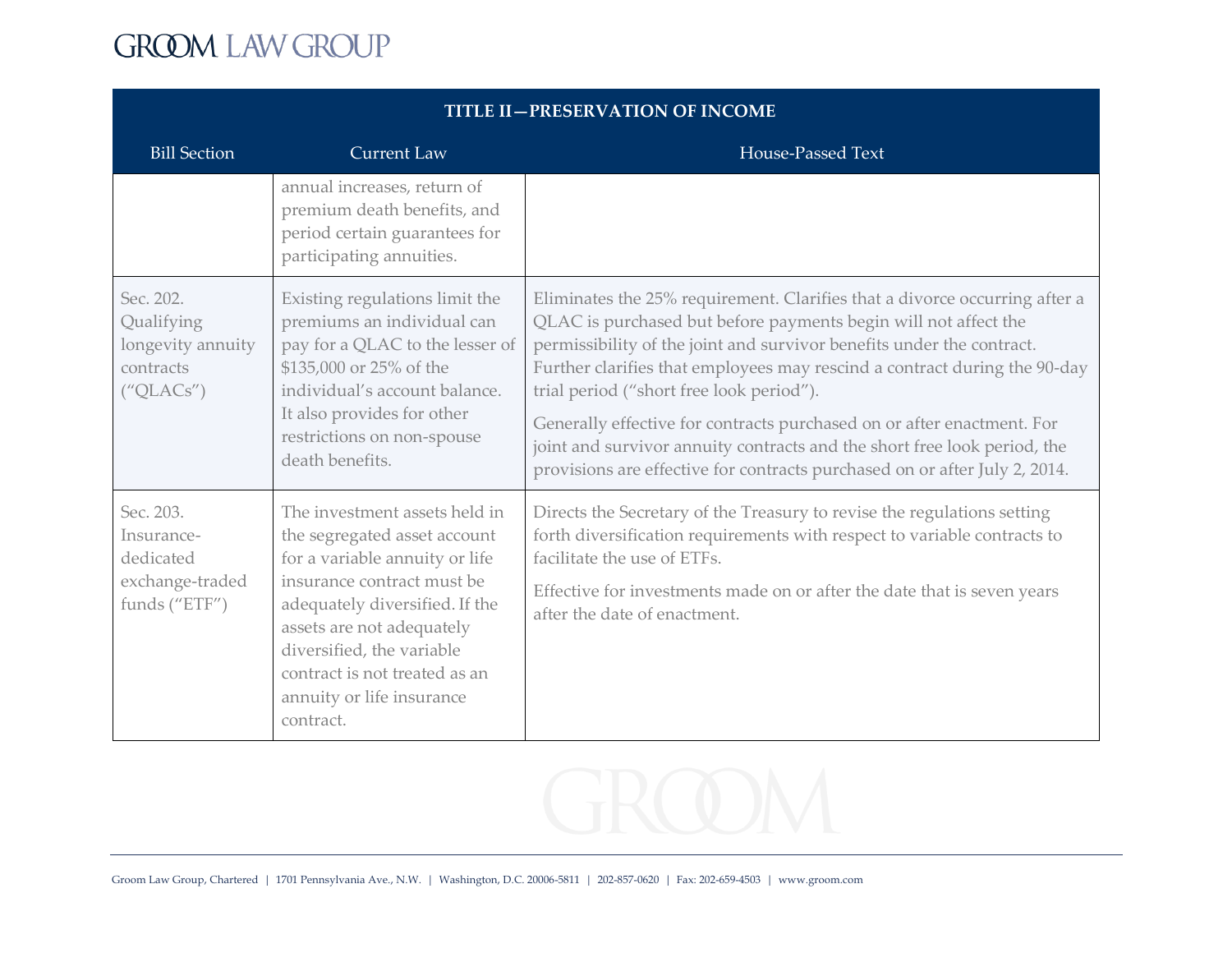| TITLE II—PRESERVATION OF INCOME | | |
|---|---|---|
| Bill Section | Current Law | House-Passed Text |
| | annual increases, return of premium death benefits, and period certain guarantees for participating annuities. | |
| Sec. 202. Qualifying longevity annuity contracts ("QLACs") | Existing regulations limit the premiums an individual can pay for a QLAC to the lesser of $135,000 or 25% of the individual's account balance. It also provides for other restrictions on non-spouse death benefits. | Eliminates the 25% requirement. Clarifies that a divorce occurring after a QLAC is purchased but before payments begin will not affect the permissibility of the joint and survivor benefits under the contract. Further clarifies that employees may rescind a contract during the 90-day trial period ("short free look period").<br><br>Generally effective for contracts purchased on or after enactment. For joint and survivor annuity contracts and the short free look period, the provisions are effective for contracts purchased on or after July 2, 2014. |
| Sec. 203. Insurance-dedicated exchange-traded funds ("ETF") | The investment assets held in the segregated asset account for a variable annuity or life insurance contract must be adequately diversified. If the assets are not adequately diversified, the variable contract is not treated as an annuity or life insurance contract. | Directs the Secretary of the Treasury to revise the regulations setting forth diversification requirements with respect to variable contracts to facilitate the use of ETFs.<br><br>Effective for investments made on or after the date that is seven years after the date of enactment. |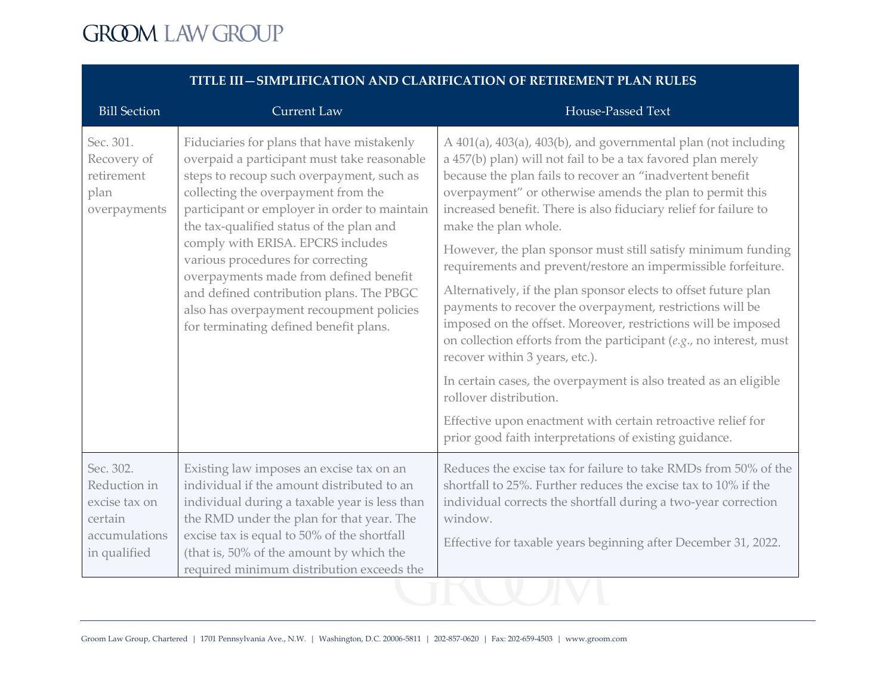| TITLE III—SIMPLIFICATION AND CLARIFICATION OF RETIREMENT PLAN RULES | | |
|---|---|---|
| Bill Section | Current Law | House-Passed Text |
| Sec. 301. Recovery of retirement plan overpayments | Fiduciaries for plans that have mistakenly overpaid a participant must take reasonable steps to recoup such overpayment, such as collecting the overpayment from the participant or employer in order to maintain the tax-qualified status of the plan and comply with ERISA. EPCRS includes various procedures for correcting overpayments made from defined benefit and defined contribution plans. The PBGC also has overpayment recoupment policies for terminating defined benefit plans. | A 401(a), 403(a), 403(b), and governmental plan (not including a 457(b) plan) will not fail to be a tax favored plan merely because the plan fails to recover an "inadvertent benefit overpayment" or otherwise amends the plan to permit this increased benefit. There is also fiduciary relief for failure to make the plan whole.<br><br>However, the plan sponsor must still satisfy minimum funding requirements and prevent/restore an impermissible forfeiture.<br><br>Alternatively, if the plan sponsor elects to offset future plan payments to recover the overpayment, restrictions will be imposed on the offset. Moreover, restrictions will be imposed on collection efforts from the participant (*e.g.*, no interest, must recover within 3 years, etc.).<br><br>In certain cases, the overpayment is also treated as an eligible rollover distribution.<br><br>Effective upon enactment with certain retroactive relief for prior good faith interpretations of existing guidance. |
| Sec. 302. Reduction in excise tax on certain accumulations in qualified | Existing law imposes an excise tax on an individual if the amount distributed to an individual during a taxable year is less than the RMD under the plan for that year. The excise tax is equal to 50% of the shortfall (that is, 50% of the amount by which the required minimum distribution exceeds the | Reduces the excise tax for failure to take RMDs from 50% of the shortfall to 25%. Further reduces the excise tax to 10% if the individual corrects the shortfall during a two-year correction window.<br><br>Effective for taxable years beginning after December 31, 2022. |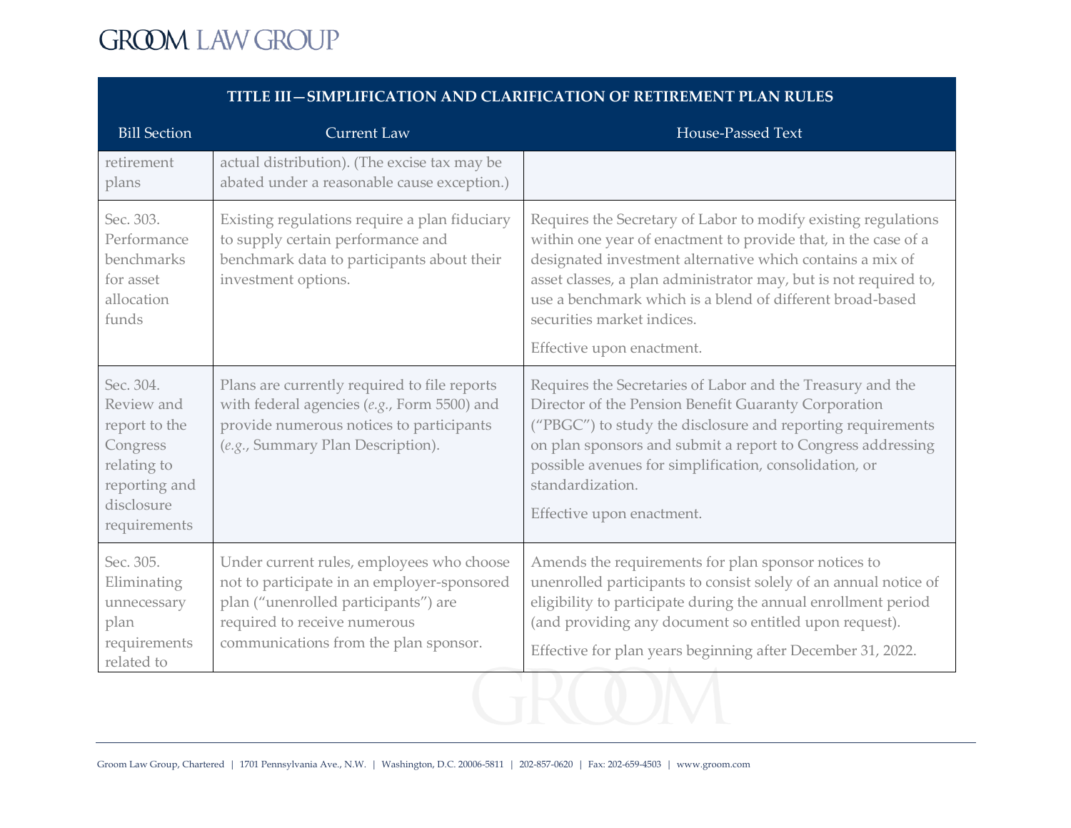| TITLE III—SIMPLIFICATION AND CLARIFICATION OF RETIREMENT PLAN RULES | | |
|---|---|---|
| Bill Section | Current Law | House-Passed Text |
| retirement plans | actual distribution). (The excise tax may be abated under a reasonable cause exception.) | |
| Sec. 303. Performance benchmarks for asset allocation funds | Existing regulations require a plan fiduciary to supply certain performance and benchmark data to participants about their investment options. | Requires the Secretary of Labor to modify existing regulations within one year of enactment to provide that, in the case of a designated investment alternative which contains a mix of asset classes, a plan administrator may, but is not required to, use a benchmark which is a blend of different broad-based securities market indices.<br><br>Effective upon enactment. |
| Sec. 304. Review and report to the Congress relating to reporting and disclosure requirements | Plans are currently required to file reports with federal agencies (*e.g.*, Form 5500) and provide numerous notices to participants (*e.g.*, Summary Plan Description). | Requires the Secretaries of Labor and the Treasury and the Director of the Pension Benefit Guaranty Corporation ("PBGC") to study the disclosure and reporting requirements on plan sponsors and submit a report to Congress addressing possible avenues for simplification, consolidation, or standardization.<br><br>Effective upon enactment. |
| Sec. 305. Eliminating unnecessary plan requirements related to | Under current rules, employees who choose not to participate in an employer-sponsored plan ("unenrolled participants") are required to receive numerous communications from the plan sponsor. | Amends the requirements for plan sponsor notices to unenrolled participants to consist solely of an annual notice of eligibility to participate during the annual enrollment period (and providing any document so entitled upon request).<br><br>Effective for plan years beginning after December 31, 2022. |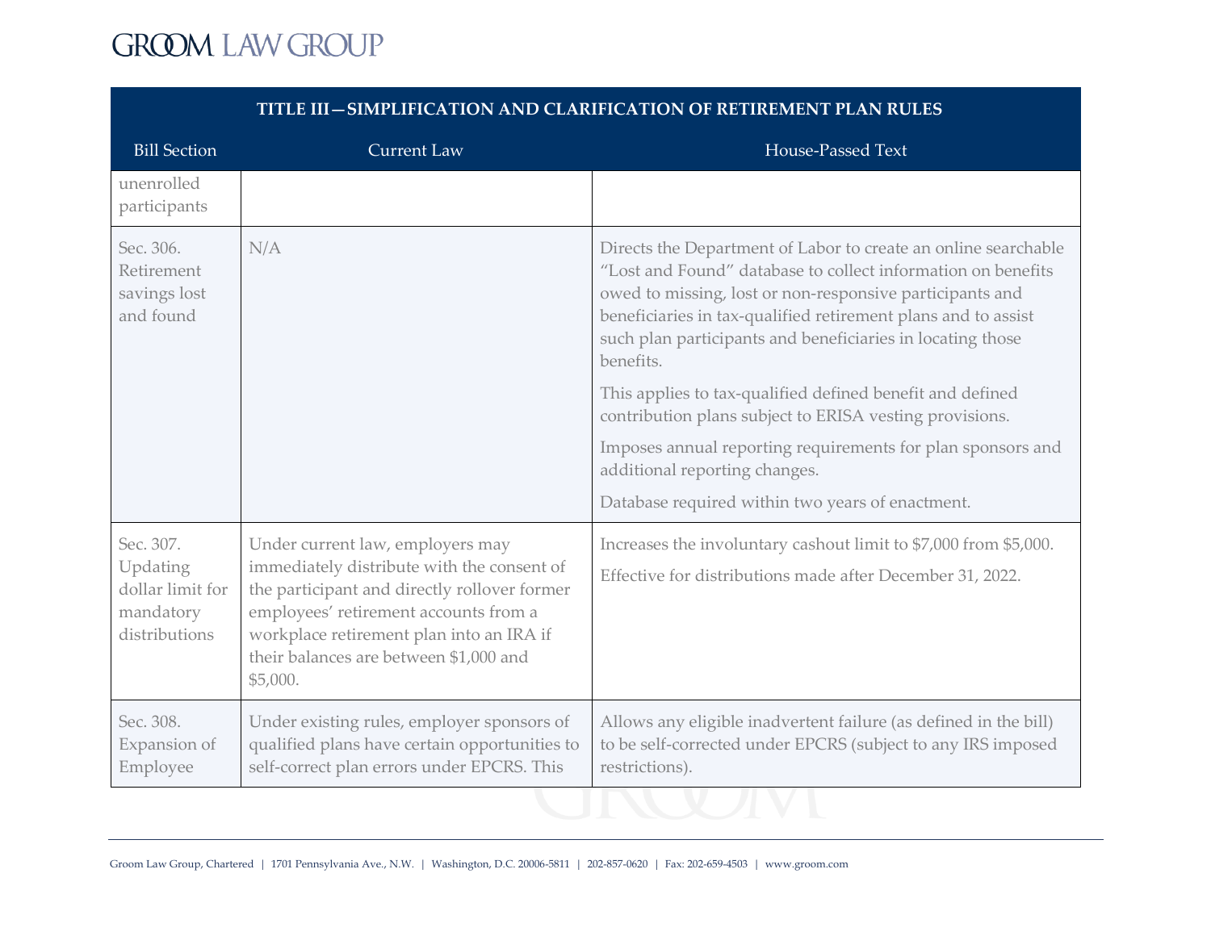| TITLE III—SIMPLIFICATION AND CLARIFICATION OF RETIREMENT PLAN RULES | | |
|---|---|---|
| Bill Section | Current Law | House-Passed Text |
| unenrolled participants | | |
| Sec. 306. Retirement savings lost and found | N/A | Directs the Department of Labor to create an online searchable "Lost and Found" database to collect information on benefits owed to missing, lost or non-responsive participants and beneficiaries in tax-qualified retirement plans and to assist such plan participants and beneficiaries in locating those benefits.<br><br>This applies to tax-qualified defined benefit and defined contribution plans subject to ERISA vesting provisions.<br><br>Imposes annual reporting requirements for plan sponsors and additional reporting changes.<br><br>Database required within two years of enactment. |
| Sec. 307. Updating dollar limit for mandatory distributions | Under current law, employers may immediately distribute with the consent of the participant and directly rollover former employees' retirement accounts from a workplace retirement plan into an IRA if their balances are between $1,000 and $5,000. | Increases the involuntary cashout limit to $7,000 from $5,000.<br><br>Effective for distributions made after December 31, 2022. |
| Sec. 308. Expansion of Employee | Under existing rules, employer sponsors of qualified plans have certain opportunities to self-correct plan errors under EPCRS. This | Allows any eligible inadvertent failure (as defined in the bill) to be self-corrected under EPCRS (subject to any IRS imposed restrictions). |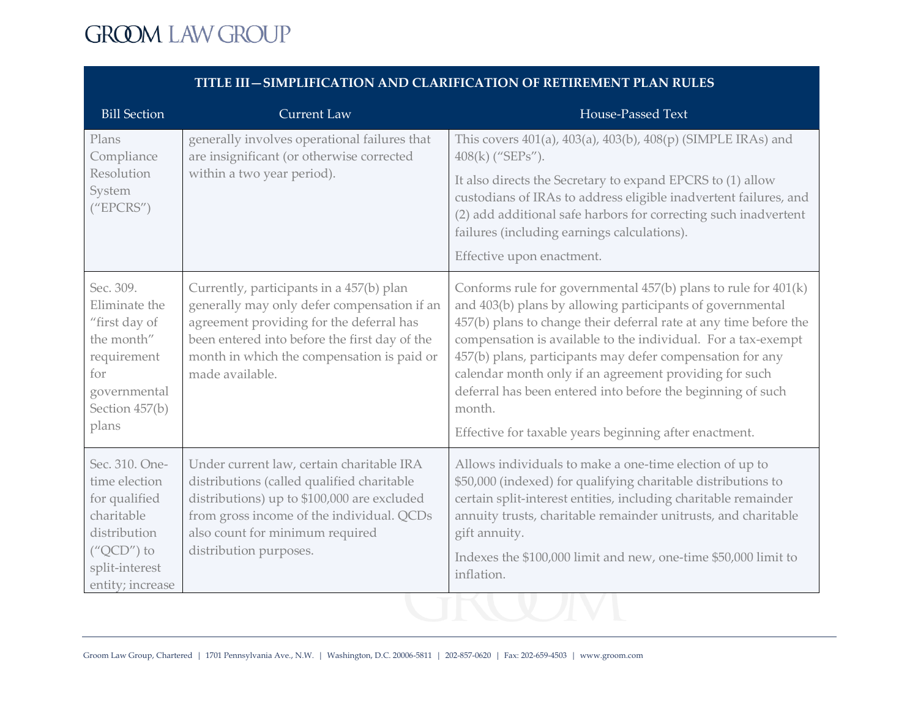| TITLE III—SIMPLIFICATION AND CLARIFICATION OF RETIREMENT PLAN RULES | | |
|---|---|---|
| Bill Section | Current Law | House-Passed Text |
| Plans Compliance Resolution System ("EPCRS") | generally involves operational failures that are insignificant (or otherwise corrected within a two year period). | This covers 401(a), 403(a), 403(b), 408(p) (SIMPLE IRAs) and 408(k) ("SEPs").<br><br>It also directs the Secretary to expand EPCRS to (1) allow custodians of IRAs to address eligible inadvertent failures, and (2) add additional safe harbors for correcting such inadvertent failures (including earnings calculations).<br><br>Effective upon enactment. |
| Sec. 309. Eliminate the "first day of the month" requirement for governmental Section 457(b) plans | Currently, participants in a 457(b) plan generally may only defer compensation if an agreement providing for the deferral has been entered into before the first day of the month in which the compensation is paid or made available. | Conforms rule for governmental 457(b) plans to rule for 401(k) and 403(b) plans by allowing participants of governmental 457(b) plans to change their deferral rate at any time before the compensation is available to the individual. For a tax-exempt 457(b) plans, participants may defer compensation for any calendar month only if an agreement providing for such deferral has been entered into before the beginning of such month.<br><br>Effective for taxable years beginning after enactment. |
| Sec. 310. One-time election for qualified charitable distribution ("QCD") to split-interest entity; increase | Under current law, certain charitable IRA distributions (called qualified charitable distributions) up to $100,000 are excluded from gross income of the individual. QCDs also count for minimum required distribution purposes. | Allows individuals to make a one-time election of up to $50,000 (indexed) for qualifying charitable distributions to certain split-interest entities, including charitable remainder annuity trusts, charitable remainder unitrusts, and charitable gift annuity.<br><br>Indexes the $100,000 limit and new, one-time $50,000 limit to inflation. |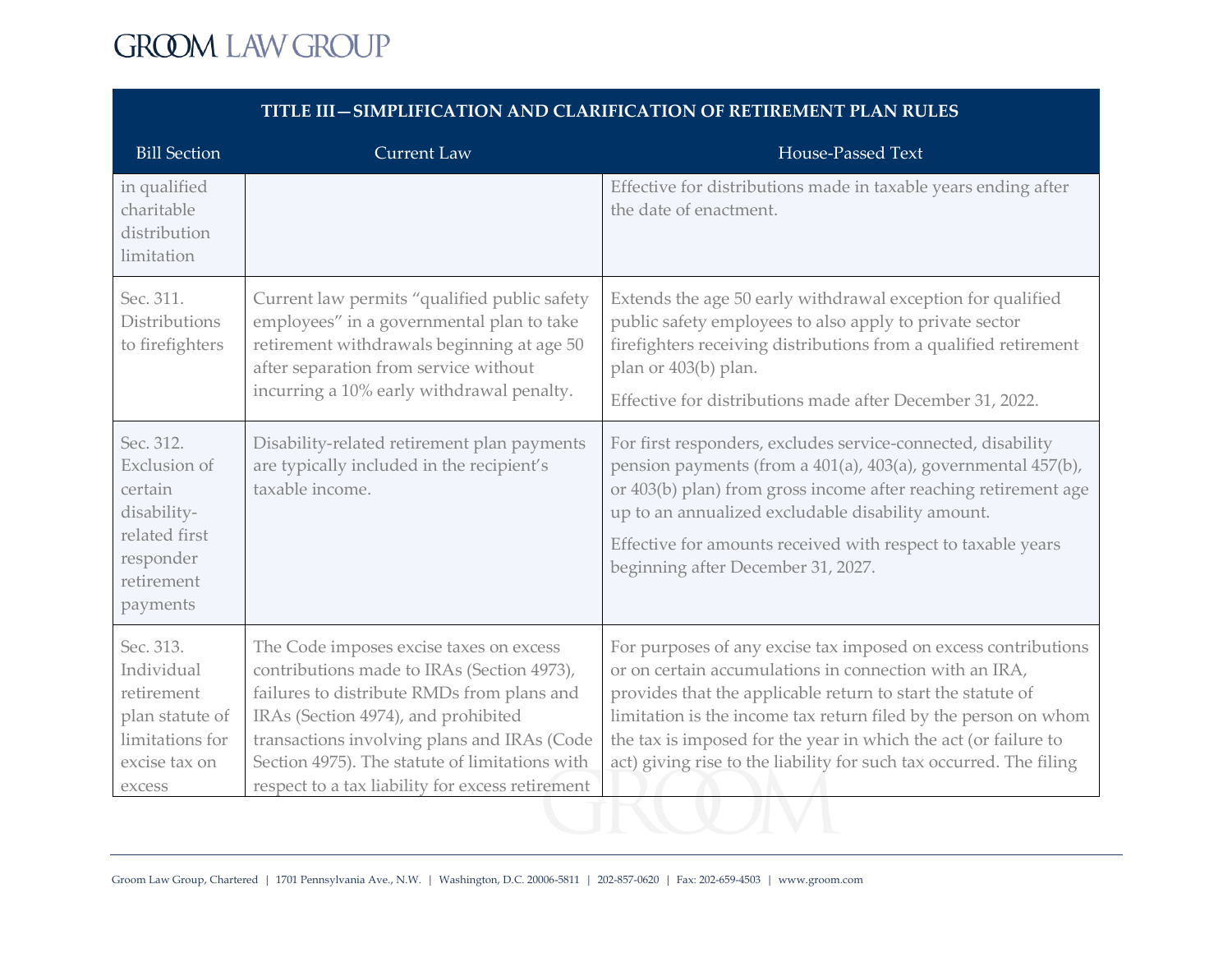| TITLE III—SIMPLIFICATION AND CLARIFICATION OF RETIREMENT PLAN RULES | | |
|---|---|---|
| **Bill Section** | **Current Law** | **House-Passed Text** |
| in qualified charitable distribution limitation | | Effective for distributions made in taxable years ending after the date of enactment. |
| Sec. 311. Distributions to firefighters | Current law permits "qualified public safety employees" in a governmental plan to take retirement withdrawals beginning at age 50 after separation from service without incurring a 10% early withdrawal penalty. | Extends the age 50 early withdrawal exception for qualified public safety employees to also apply to private sector firefighters receiving distributions from a qualified retirement plan or 403(b) plan.<br><br>Effective for distributions made after December 31, 2022. |
| Sec. 312. Exclusion of certain disability-related first responder retirement payments | Disability-related retirement plan payments are typically included in the recipient's taxable income. | For first responders, excludes service-connected, disability pension payments (from a 401(a), 403(a), governmental 457(b), or 403(b) plan) from gross income after reaching retirement age up to an annualized excludable disability amount.<br><br>Effective for amounts received with respect to taxable years beginning after December 31, 2027. |
| Sec. 313. Individual retirement plan statute of limitations for excise tax on excess | The Code imposes excise taxes on excess contributions made to IRAs (Section 4973), failures to distribute RMDs from plans and IRAs (Section 4974), and prohibited transactions involving plans and IRAs (Code Section 4975). The statute of limitations with respect to a tax liability for excess retirement | For purposes of any excise tax imposed on excess contributions or on certain accumulations in connection with an IRA, provides that the applicable return to start the statute of limitation is the income tax return filed by the person on whom the tax is imposed for the year in which the act (or failure to act) giving rise to the liability for such tax occurred. The filing |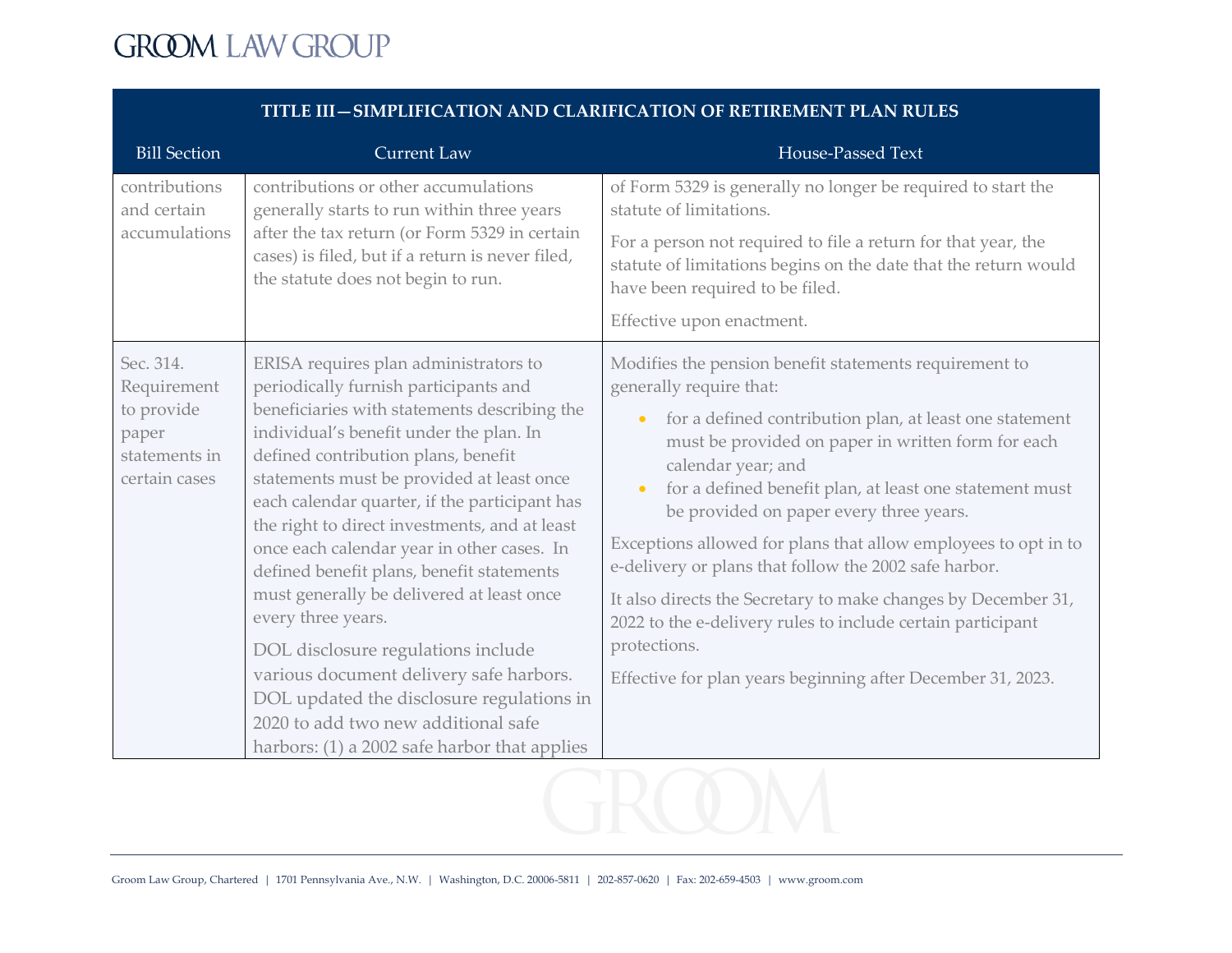| TITLE III—SIMPLIFICATION AND CLARIFICATION OF RETIREMENT PLAN RULES | | |
|---|---|---|
| **Bill Section** | **Current Law** | **House-Passed Text** |
| contributions and certain accumulations | contributions or other accumulations generally starts to run within three years after the tax return (or Form 5329 in certain cases) is filed, but if a return is never filed, the statute does not begin to run. | of Form 5329 is generally no longer be required to start the statute of limitations.<br><br>For a person not required to file a return for that year, the statute of limitations begins on the date that the return would have been required to be filed.<br><br>Effective upon enactment. |
| Sec. 314. Requirement to provide paper statements in certain cases | ERISA requires plan administrators to periodically furnish participants and beneficiaries with statements describing the individual's benefit under the plan. In defined contribution plans, benefit statements must be provided at least once each calendar quarter, if the participant has the right to direct investments, and at least once each calendar year in other cases. In defined benefit plans, benefit statements must generally be delivered at least once every three years.<br><br>DOL disclosure regulations include various document delivery safe harbors. DOL updated the disclosure regulations in 2020 to add two new additional safe harbors: (1) a 2002 safe harbor that applies | Modifies the pension benefit statements requirement to generally require that:<br><br>• for a defined contribution plan, at least one statement must be provided on paper in written form for each calendar year; and<br>• for a defined benefit plan, at least one statement must be provided on paper every three years.<br><br>Exceptions allowed for plans that allow employees to opt in to e-delivery or plans that follow the 2002 safe harbor.<br><br>It also directs the Secretary to make changes by December 31, 2022 to the e-delivery rules to include certain participant protections.<br><br>Effective for plan years beginning after December 31, 2023. |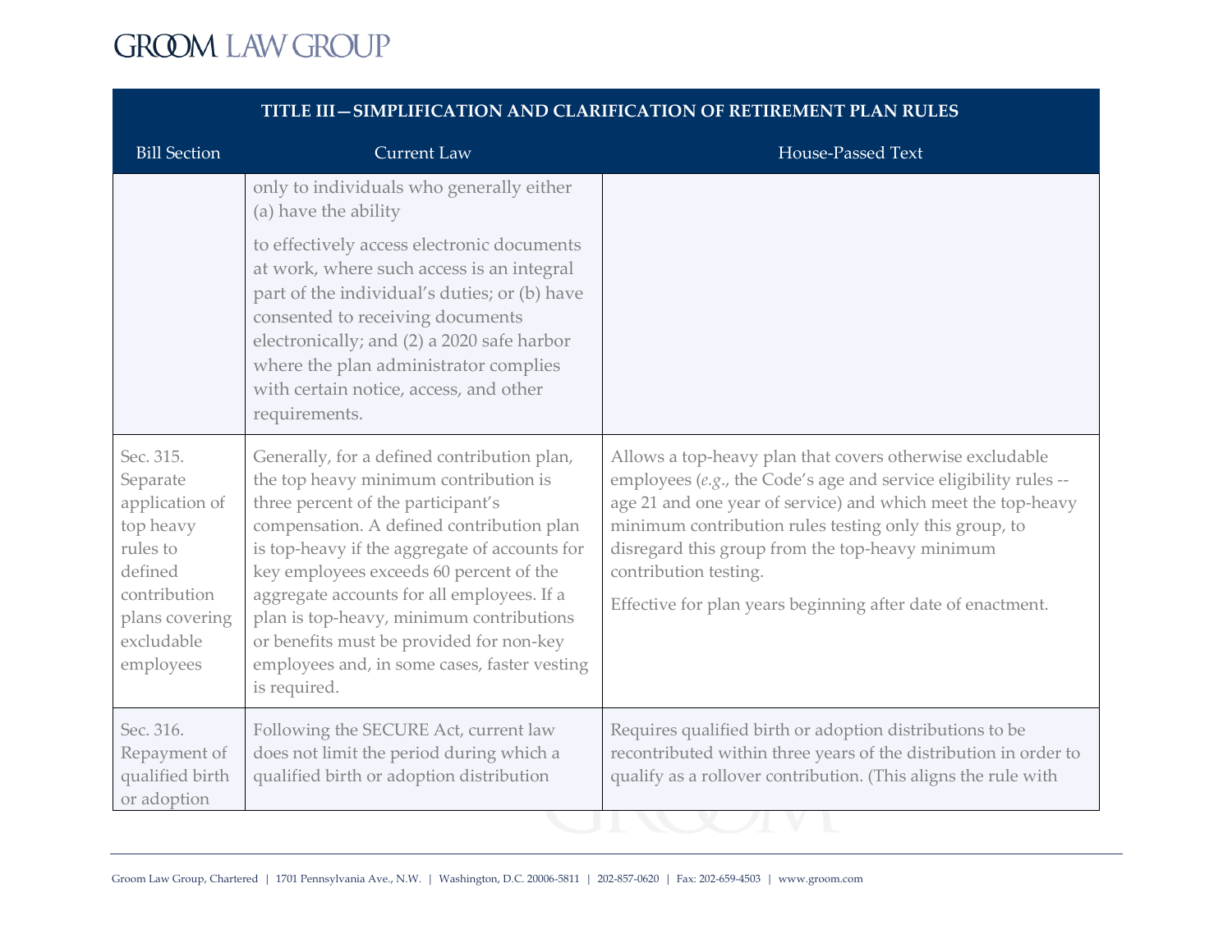| TITLE III—SIMPLIFICATION AND CLARIFICATION OF RETIREMENT PLAN RULES | | |
|---|---|---|
| Bill Section | Current Law | House-Passed Text |
| | only to individuals who generally either (a) have the ability to effectively access electronic documents at work, where such access is an integral part of the individual's duties; or (b) have consented to receiving documents electronically; and (2) a 2020 safe harbor where the plan administrator complies with certain notice, access, and other requirements. | |
| Sec. 315. Separate application of top heavy rules to defined contribution plans covering excludable employees | Generally, for a defined contribution plan, the top heavy minimum contribution is three percent of the participant's compensation. A defined contribution plan is top-heavy if the aggregate of accounts for key employees exceeds 60 percent of the aggregate accounts for all employees. If a plan is top-heavy, minimum contributions or benefits must be provided for non-key employees and, in some cases, faster vesting is required. | Allows a top-heavy plan that covers otherwise excludable employees (*e.g.*, the Code's age and service eligibility rules -- age 21 and one year of service) and which meet the top-heavy minimum contribution rules testing only this group, to disregard this group from the top-heavy minimum contribution testing.<br><br>Effective for plan years beginning after date of enactment. |
| Sec. 316. Repayment of qualified birth or adoption | Following the SECURE Act, current law does not limit the period during which a qualified birth or adoption distribution | Requires qualified birth or adoption distributions to be recontributed within three years of the distribution in order to qualify as a rollover contribution. (This aligns the rule with |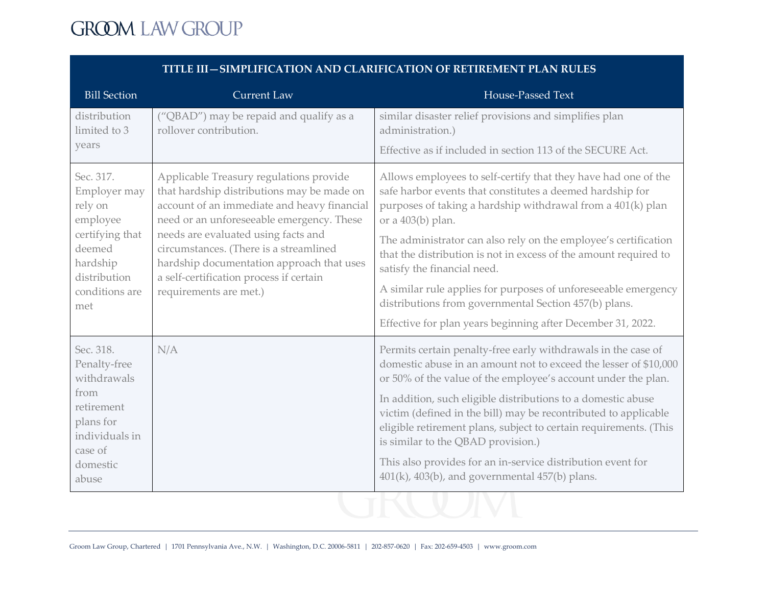| TITLE III—SIMPLIFICATION AND CLARIFICATION OF RETIREMENT PLAN RULES | | |
|---|---|---|
| **Bill Section** | **Current Law** | **House-Passed Text** |
| distribution limited to 3 years | ("QBAD") may be repaid and qualify as a rollover contribution. | similar disaster relief provisions and simplifies plan administration.)<br><br>Effective as if included in section 113 of the SECURE Act. |
| Sec. 317. Employer may rely on employee certifying that deemed hardship distribution conditions are met | Applicable Treasury regulations provide that hardship distributions may be made on account of an immediate and heavy financial need or an unforeseeable emergency. These needs are evaluated using facts and circumstances. (There is a streamlined hardship documentation approach that uses a self-certification process if certain requirements are met.) | Allows employees to self-certify that they have had one of the safe harbor events that constitutes a deemed hardship for purposes of taking a hardship withdrawal from a 401(k) plan or a 403(b) plan.<br><br>The administrator can also rely on the employee's certification that the distribution is not in excess of the amount required to satisfy the financial need.<br><br>A similar rule applies for purposes of unforeseeable emergency distributions from governmental Section 457(b) plans.<br><br>Effective for plan years beginning after December 31, 2022. |
| Sec. 318. Penalty-free withdrawals from retirement plans for individuals in case of domestic abuse | N/A | Permits certain penalty-free early withdrawals in the case of domestic abuse in an amount not to exceed the lesser of $10,000 or 50% of the value of the employee's account under the plan.<br><br>In addition, such eligible distributions to a domestic abuse victim (defined in the bill) may be recontributed to applicable eligible retirement plans, subject to certain requirements. (This is similar to the QBAD provision.)<br><br>This also provides for an in-service distribution event for 401(k), 403(b), and governmental 457(b) plans. |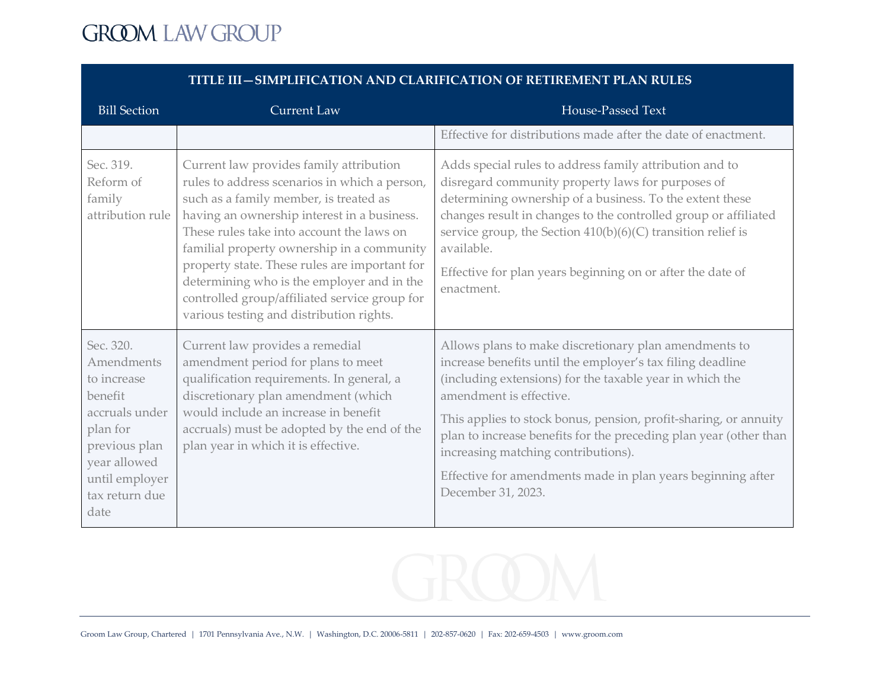| TITLE III—SIMPLIFICATION AND CLARIFICATION OF RETIREMENT PLAN RULES | | |
|---|---|---|
| Bill Section | Current Law | House-Passed Text |
| | | Effective for distributions made after the date of enactment. |
| Sec. 319. Reform of family attribution rule | Current law provides family attribution rules to address scenarios in which a person, such as a family member, is treated as having an ownership interest in a business. These rules take into account the laws on familial property ownership in a community property state. These rules are important for determining who is the employer and in the controlled group/affiliated service group for various testing and distribution rights. | Adds special rules to address family attribution and to disregard community property laws for purposes of determining ownership of a business. To the extent these changes result in changes to the controlled group or affiliated service group, the Section 410(b)(6)(C) transition relief is available.<br><br>Effective for plan years beginning on or after the date of enactment. |
| Sec. 320. Amendments to increase benefit accruals under plan for previous plan year allowed until employer tax return due date | Current law provides a remedial amendment period for plans to meet qualification requirements. In general, a discretionary plan amendment (which would include an increase in benefit accruals) must be adopted by the end of the plan year in which it is effective. | Allows plans to make discretionary plan amendments to increase benefits until the employer's tax filing deadline (including extensions) for the taxable year in which the amendment is effective.<br><br>This applies to stock bonus, pension, profit-sharing, or annuity plan to increase benefits for the preceding plan year (other than increasing matching contributions).<br><br>Effective for amendments made in plan years beginning after December 31, 2023. |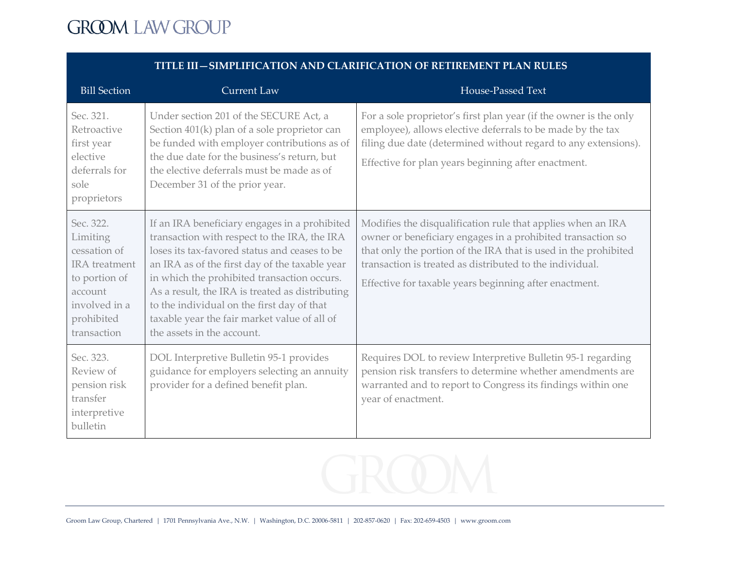| TITLE III—SIMPLIFICATION AND CLARIFICATION OF RETIREMENT PLAN RULES | | |
|---|---|---|
| Bill Section | Current Law | House-Passed Text |
| Sec. 321. Retroactive first year elective deferrals for sole proprietors | Under section 201 of the SECURE Act, a Section 401(k) plan of a sole proprietor can be funded with employer contributions as of the due date for the business's return, but the elective deferrals must be made as of December 31 of the prior year. | For a sole proprietor's first plan year (if the owner is the only employee), allows elective deferrals to be made by the tax filing due date (determined without regard to any extensions).<br><br>Effective for plan years beginning after enactment. |
| Sec. 322. Limiting cessation of IRA treatment to portion of account involved in a prohibited transaction | If an IRA beneficiary engages in a prohibited transaction with respect to the IRA, the IRA loses its tax-favored status and ceases to be an IRA as of the first day of the taxable year in which the prohibited transaction occurs. As a result, the IRA is treated as distributing to the individual on the first day of that taxable year the fair market value of all of the assets in the account. | Modifies the disqualification rule that applies when an IRA owner or beneficiary engages in a prohibited transaction so that only the portion of the IRA that is used in the prohibited transaction is treated as distributed to the individual.<br><br>Effective for taxable years beginning after enactment. |
| Sec. 323. Review of pension risk transfer interpretive bulletin | DOL Interpretive Bulletin 95-1 provides guidance for employers selecting an annuity provider for a defined benefit plan. | Requires DOL to review Interpretive Bulletin 95-1 regarding pension risk transfers to determine whether amendments are warranted and to report to Congress its findings within one year of enactment. |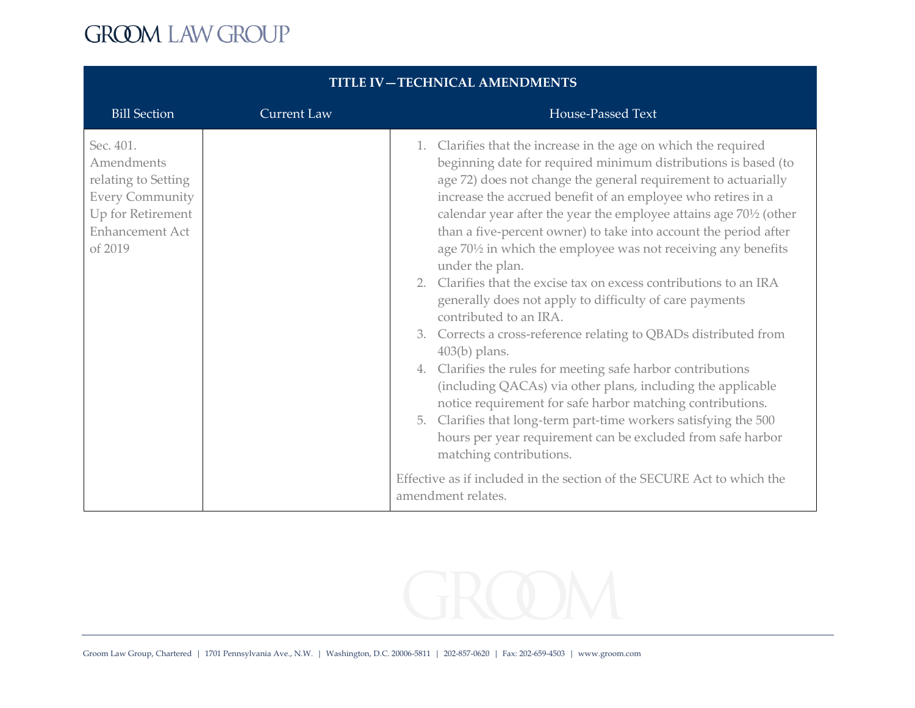| TITLE IV—TECHNICAL AMENDMENTS | | |
|---|---|---|
| **Bill Section** | **Current Law** | **House-Passed Text** |
| Sec. 401. Amendments relating to Setting Every Community Up for Retirement Enhancement Act of 2019 | | 1. Clarifies that the increase in the age on which the required beginning date for required minimum distributions is based (to age 72) does not change the general requirement to actuarially increase the accrued benefit of an employee who retires in a calendar year after the year the employee attains age 70½ (other than a five-percent owner) to take into account the period after age 70½ in which the employee was not receiving any benefits under the plan.<br>2. Clarifies that the excise tax on excess contributions to an IRA generally does not apply to difficulty of care payments contributed to an IRA.<br>3. Corrects a cross-reference relating to QBADs distributed from 403(b) plans.<br>4. Clarifies the rules for meeting safe harbor contributions (including QACAs) via other plans, including the applicable notice requirement for safe harbor matching contributions.<br>5. Clarifies that long-term part-time workers satisfying the 500 hours per year requirement can be excluded from safe harbor matching contributions.<br><br>Effective as if included in the section of the SECURE Act to which the amendment relates. |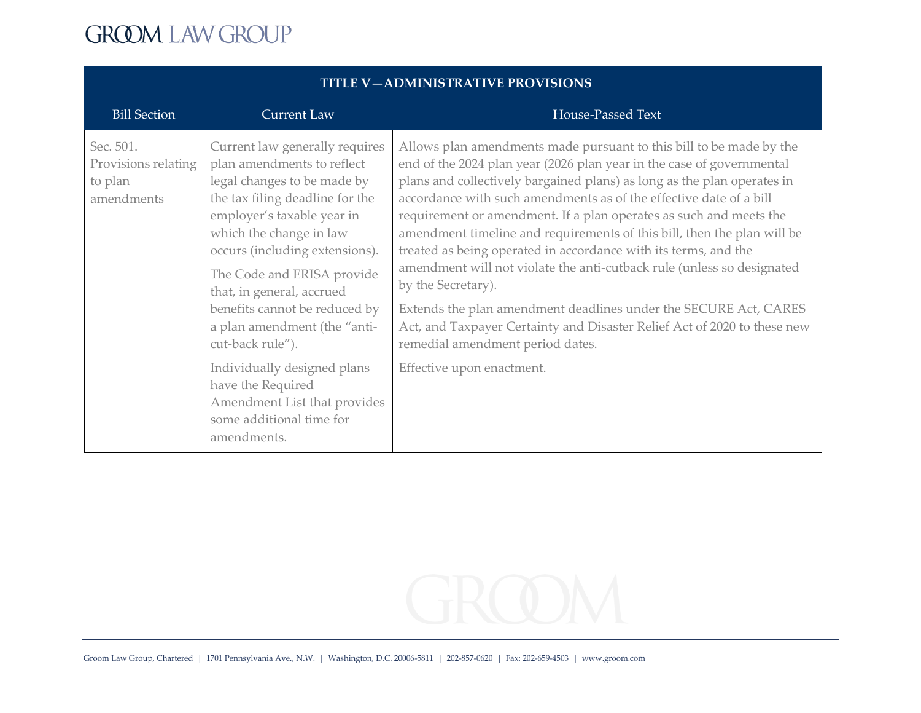| TITLE V—ADMINISTRATIVE PROVISIONS | | |
|---|---|---|
| Bill Section | Current Law | House-Passed Text |
| Sec. 501. Provisions relating to plan amendments | Current law generally requires plan amendments to reflect legal changes to be made by the tax filing deadline for the employer's taxable year in which the change in law occurs (including extensions).<br><br>The Code and ERISA provide that, in general, accrued benefits cannot be reduced by a plan amendment (the "anti-cut-back rule").<br><br>Individually designed plans have the Required Amendment List that provides some additional time for amendments. | Allows plan amendments made pursuant to this bill to be made by the end of the 2024 plan year (2026 plan year in the case of governmental plans and collectively bargained plans) as long as the plan operates in accordance with such amendments as of the effective date of a bill requirement or amendment. If a plan operates as such and meets the amendment timeline and requirements of this bill, then the plan will be treated as being operated in accordance with its terms, and the amendment will not violate the anti-cutback rule (unless so designated by the Secretary).<br><br>Extends the plan amendment deadlines under the SECURE Act, CARES Act, and Taxpayer Certainty and Disaster Relief Act of 2020 to these new remedial amendment period dates.<br><br>Effective upon enactment. |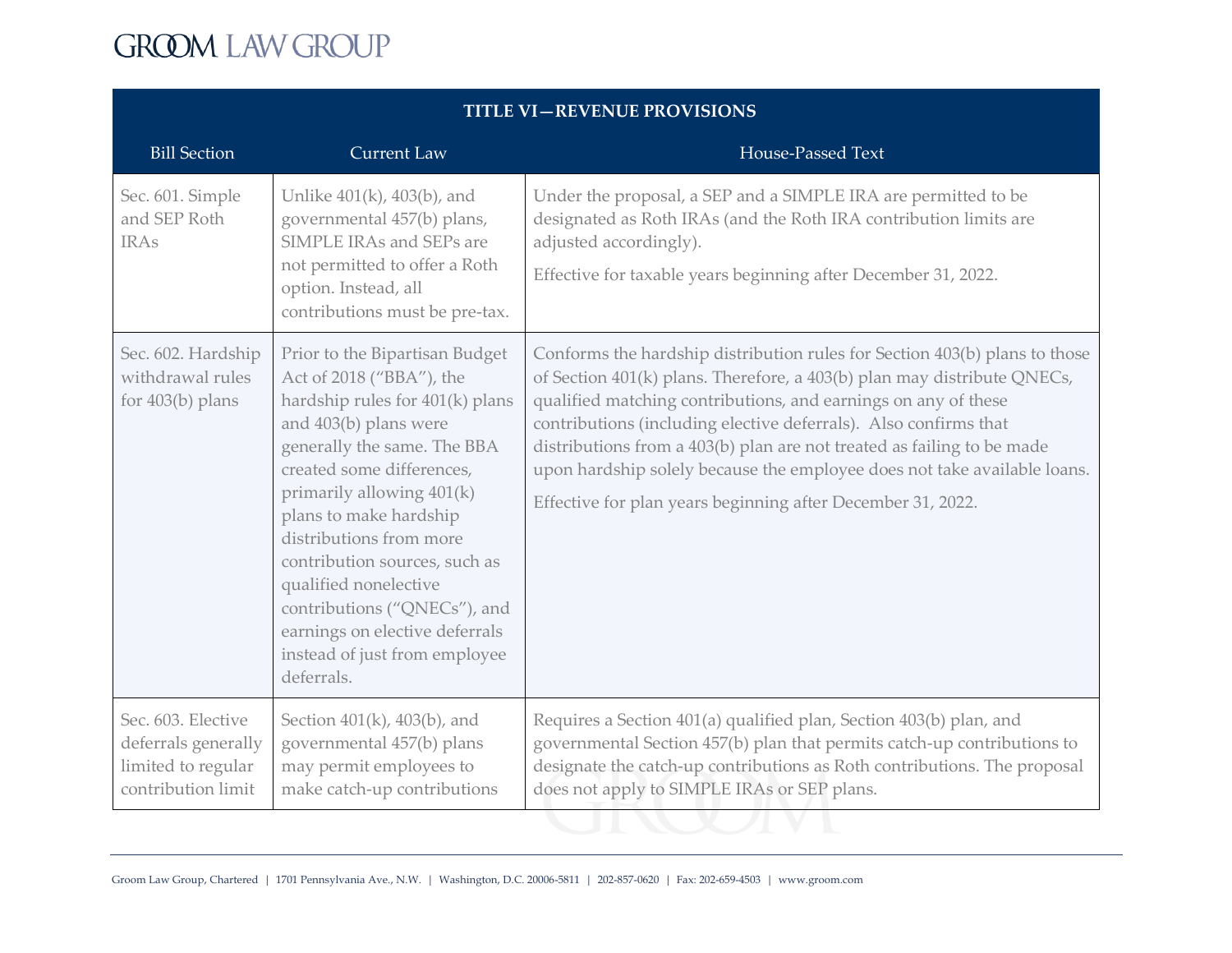| TITLE VI—REVENUE PROVISIONS | | |
|---|---|---|
| Bill Section | Current Law | House-Passed Text |
| Sec. 601. Simple and SEP Roth IRAs | Unlike 401(k), 403(b), and governmental 457(b) plans, SIMPLE IRAs and SEPs are not permitted to offer a Roth option. Instead, all contributions must be pre-tax. | Under the proposal, a SEP and a SIMPLE IRA are permitted to be designated as Roth IRAs (and the Roth IRA contribution limits are adjusted accordingly).<br><br>Effective for taxable years beginning after December 31, 2022. |
| Sec. 602. Hardship withdrawal rules for 403(b) plans | Prior to the Bipartisan Budget Act of 2018 ("BBA"), the hardship rules for 401(k) plans and 403(b) plans were generally the same. The BBA created some differences, primarily allowing 401(k) plans to make hardship distributions from more contribution sources, such as qualified nonelective contributions ("QNECs"), and earnings on elective deferrals instead of just from employee deferrals. | Conforms the hardship distribution rules for Section 403(b) plans to those of Section 401(k) plans. Therefore, a 403(b) plan may distribute QNECs, qualified matching contributions, and earnings on any of these contributions (including elective deferrals). Also confirms that distributions from a 403(b) plan are not treated as failing to be made upon hardship solely because the employee does not take available loans.<br><br>Effective for plan years beginning after December 31, 2022. |
| Sec. 603. Elective deferrals generally limited to regular contribution limit | Section 401(k), 403(b), and governmental 457(b) plans may permit employees to make catch-up contributions | Requires a Section 401(a) qualified plan, Section 403(b) plan, and governmental Section 457(b) plan that permits catch-up contributions to designate the catch-up contributions as Roth contributions. The proposal does not apply to SIMPLE IRAs or SEP plans. |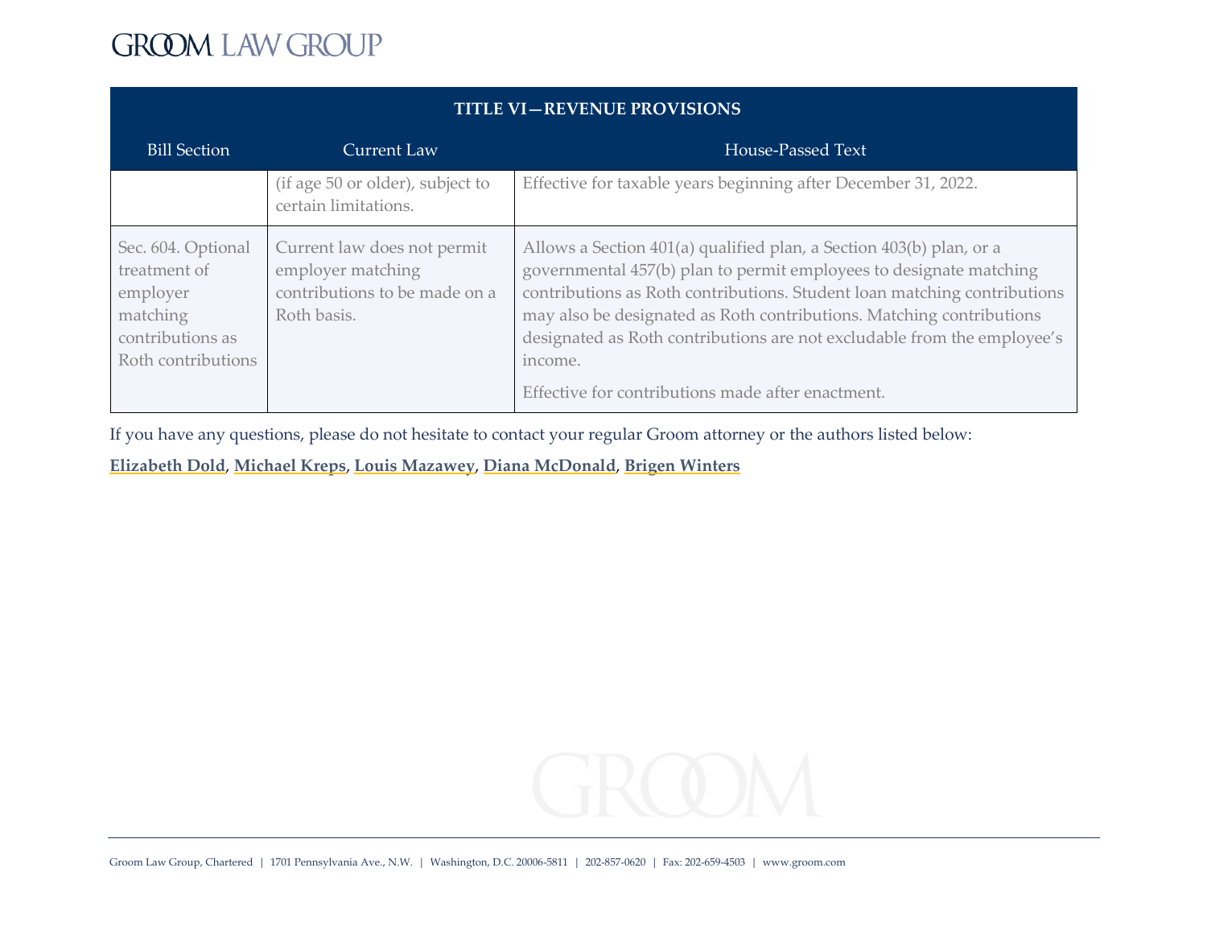| TITLE VI—REVENUE PROVISIONS | | |
|---|---|---|
| Bill Section | Current Law | House-Passed Text |
| | (if age 50 or older), subject to certain limitations. | Effective for taxable years beginning after December 31, 2022. |
| Sec. 604. Optional treatment of employer matching contributions as Roth contributions | Current law does not permit employer matching contributions to be made on a Roth basis. | Allows a Section 401(a) qualified plan, a Section 403(b) plan, or a governmental 457(b) plan to permit employees to designate matching contributions as Roth contributions. Student loan matching contributions may also be designated as Roth contributions. Matching contributions designated as Roth contributions are not excludable from the employee's income.<br><br>Effective for contributions made after enactment. |

If you have any questions, please do not hesitate to contact your regular Groom attorney or the authors listed below:

**Elizabeth Dold**, **Michael Kreps**, **Louis Mazawey**, **Diana McDonald**, **Brigen Winters**